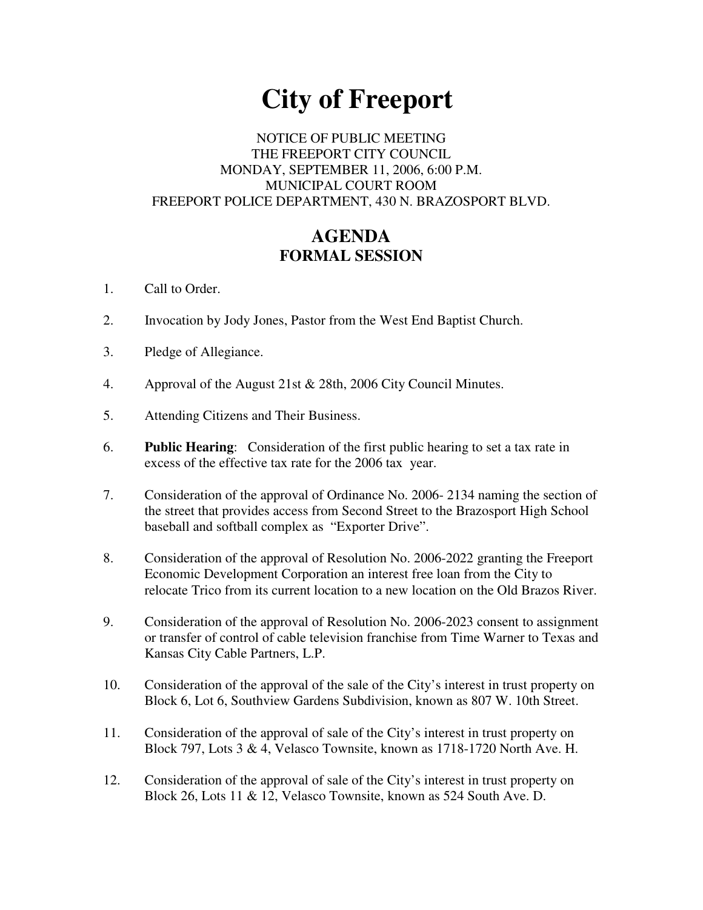# City of Freeport

NOTICE OF PUBLIC MEETING
THE FREEPORT CITY COUNCIL
MONDAY, SEPTEMBER 11, 2006, 6:00 P.M.
MUNICIPAL COURT ROOM
FREEPORT POLICE DEPARTMENT, 430 N. BRAZOSPORT BLVD.

## AGENDA
### FORMAL SESSION

1. Call to Order.

2. Invocation by Jody Jones, Pastor from the West End Baptist Church.

3. Pledge of Allegiance.

4. Approval of the August 21st & 28th, 2006 City Council Minutes.

5. Attending Citizens and Their Business.

6. **Public Hearing**: Consideration of the first public hearing to set a tax rate in excess of the effective tax rate for the 2006 tax year.

7. Consideration of the approval of Ordinance No. 2006- 2134 naming the section of the street that provides access from Second Street to the Brazosport High School baseball and softball complex as "Exporter Drive".

8. Consideration of the approval of Resolution No. 2006-2022 granting the Freeport Economic Development Corporation an interest free loan from the City to relocate Trico from its current location to a new location on the Old Brazos River.

9. Consideration of the approval of Resolution No. 2006-2023 consent to assignment or transfer of control of cable television franchise from Time Warner to Texas and Kansas City Cable Partners, L.P.

10. Consideration of the approval of the sale of the City's interest in trust property on Block 6, Lot 6, Southview Gardens Subdivision, known as 807 W. 10th Street.

11. Consideration of the approval of sale of the City's interest in trust property on Block 797, Lots 3 & 4, Velasco Townsite, known as 1718-1720 North Ave. H.

12. Consideration of the approval of sale of the City's interest in trust property on Block 26, Lots 11 & 12, Velasco Townsite, known as 524 South Ave. D.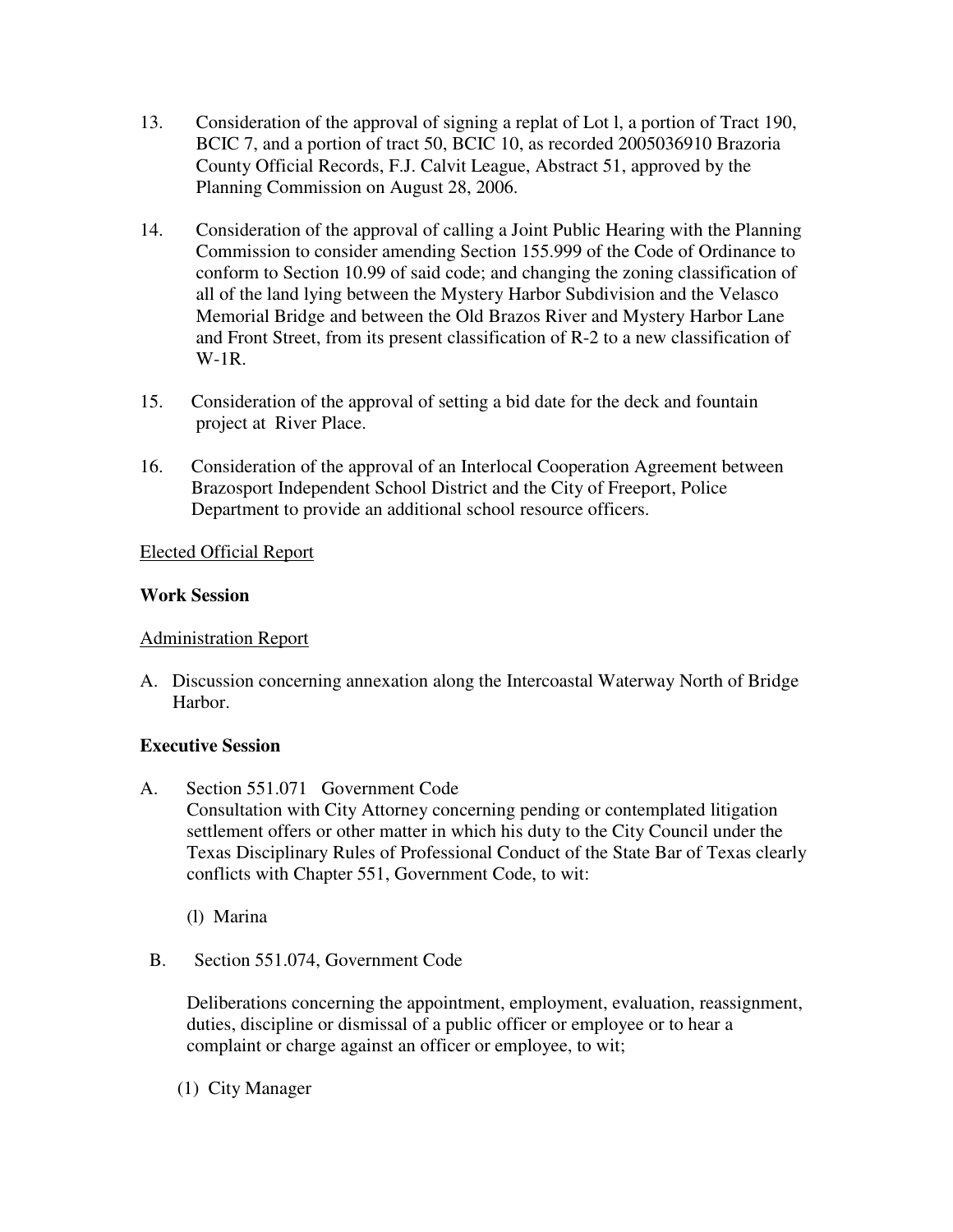13. Consideration of the approval of signing a replat of Lot l, a portion of Tract 190, BCIC 7, and a portion of tract 50, BCIC 10, as recorded 2005036910 Brazoria County Official Records, F.J. Calvit League, Abstract 51, approved by the Planning Commission on August 28, 2006.

14. Consideration of the approval of calling a Joint Public Hearing with the Planning Commission to consider amending Section 155.999 of the Code of Ordinance to conform to Section 10.99 of said code; and changing the zoning classification of all of the land lying between the Mystery Harbor Subdivision and the Velasco Memorial Bridge and between the Old Brazos River and Mystery Harbor Lane and Front Street, from its present classification of R-2 to a new classification of W-1R.

15. Consideration of the approval of setting a bid date for the deck and fountain project at River Place.

16. Consideration of the approval of an Interlocal Cooperation Agreement between Brazosport Independent School District and the City of Freeport, Police Department to provide an additional school resource officers.

Elected Official Report

**Work Session**

Administration Report

A. Discussion concerning annexation along the Intercoastal Waterway North of Bridge Harbor.

**Executive Session**

A. Section 551.071 Government Code
Consultation with City Attorney concerning pending or contemplated litigation settlement offers or other matter in which his duty to the City Council under the Texas Disciplinary Rules of Professional Conduct of the State Bar of Texas clearly conflicts with Chapter 551, Government Code, to wit:

    (l) Marina

B. Section 551.074, Government Code

    Deliberations concerning the appointment, employment, evaluation, reassignment, duties, discipline or dismissal of a public officer or employee or to hear a complaint or charge against an officer or employee, to wit;

    (1) City Manager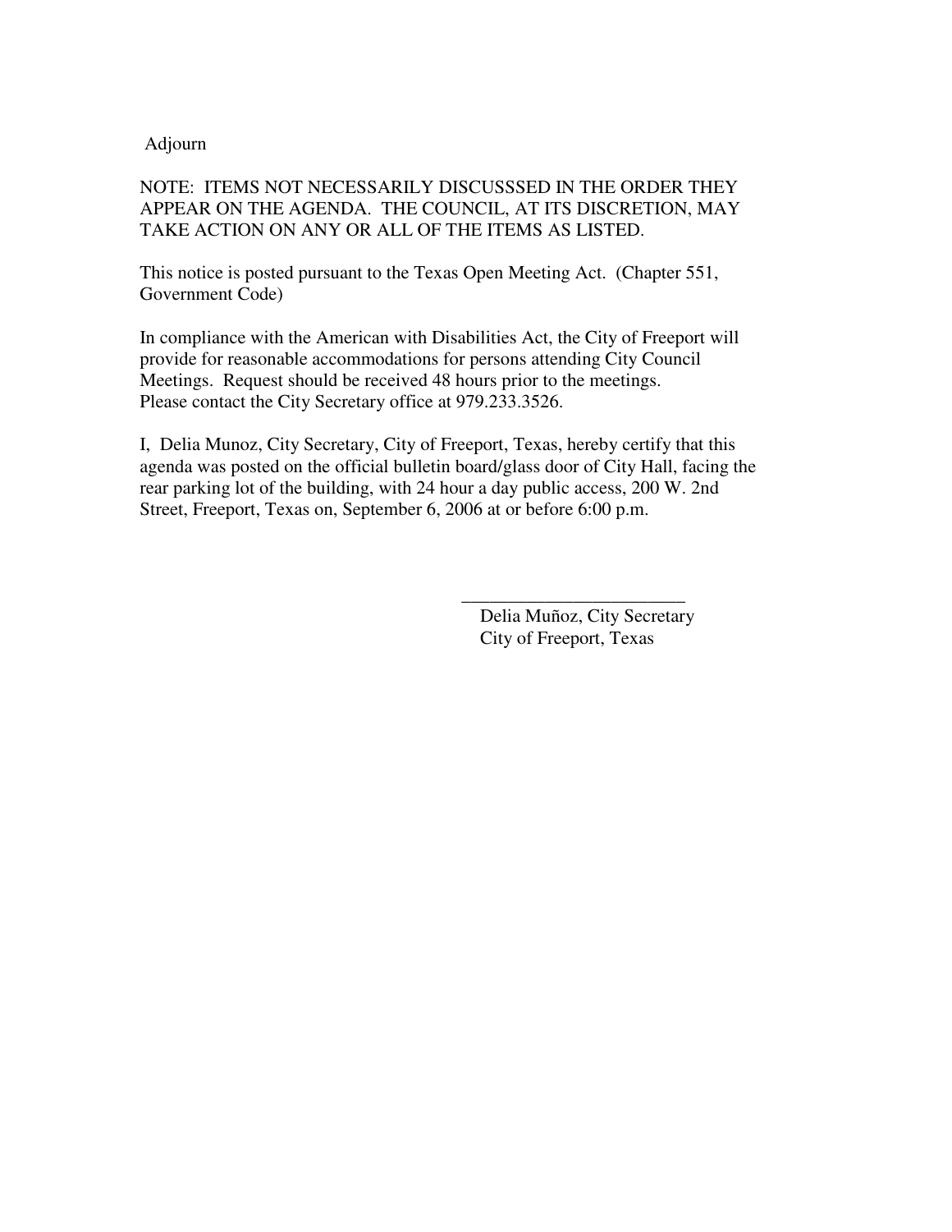Adjourn

NOTE: ITEMS NOT NECESSARILY DISCUSSSED IN THE ORDER THEY APPEAR ON THE AGENDA. THE COUNCIL, AT ITS DISCRETION, MAY TAKE ACTION ON ANY OR ALL OF THE ITEMS AS LISTED.

This notice is posted pursuant to the Texas Open Meeting Act. (Chapter 551, Government Code)

In compliance with the American with Disabilities Act, the City of Freeport will provide for reasonable accommodations for persons attending City Council Meetings. Request should be received 48 hours prior to the meetings. Please contact the City Secretary office at 979.233.3526.

I, Delia Munoz, City Secretary, City of Freeport, Texas, hereby certify that this agenda was posted on the official bulletin board/glass door of City Hall, facing the rear parking lot of the building, with 24 hour a day public access, 200 W. 2nd Street, Freeport, Texas on, September 6, 2006 at or before 6:00 p.m.

_________________________

Delia Muñoz, City Secretary
City of Freeport, Texas